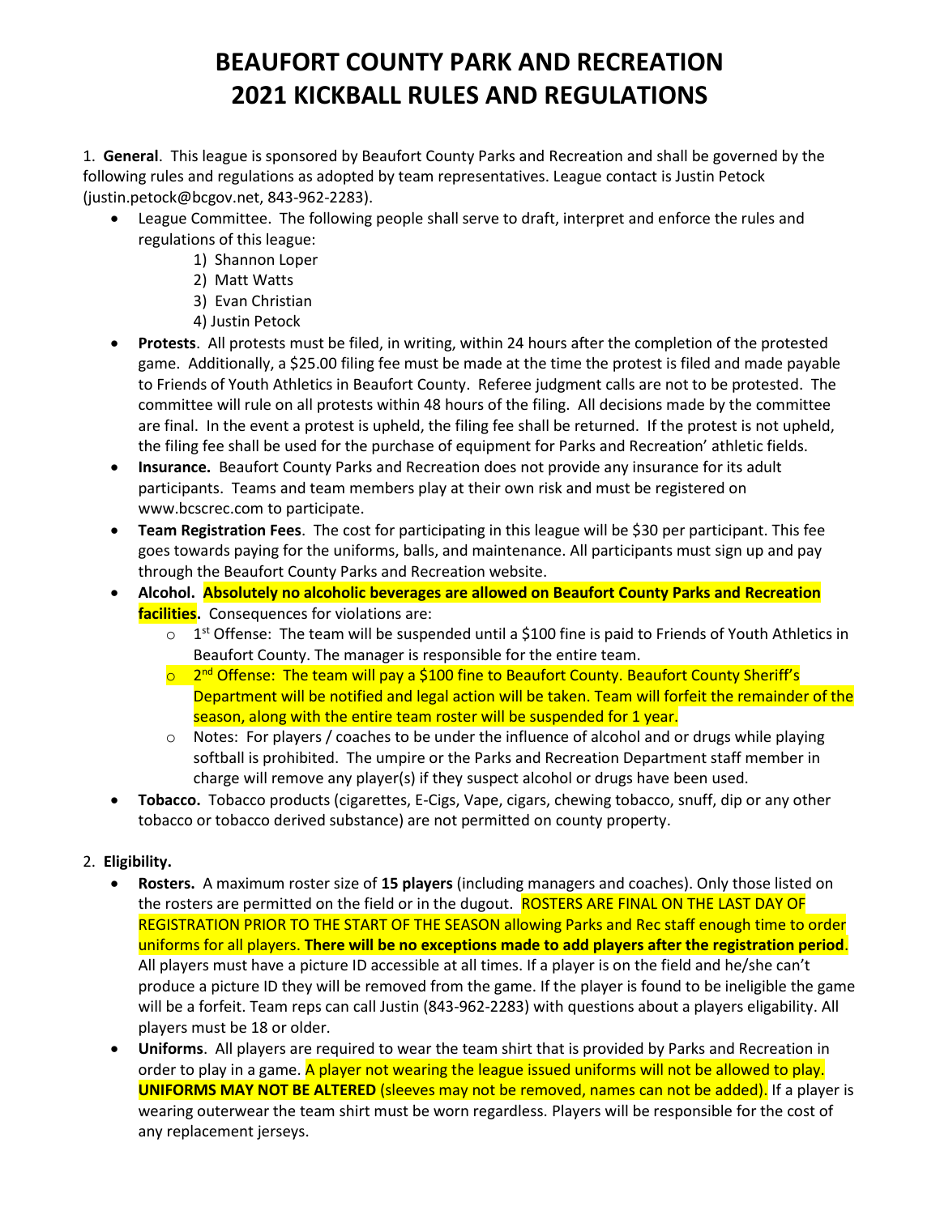# BEAUFORT COUNTY PARK AND RECREATION 2021 KICKBALL RULES AND REGULATIONS

1. **General**. This league is sponsored by Beaufort County Parks and Recreation and shall be governed by the following rules and regulations as adopted by team representatives. League contact is Justin Petock (justin.petock@bcgov.net, 843-962-2283).

- League Committee. The following people shall serve to draft, interpret and enforce the rules and regulations of this league:
    1) Shannon Loper
    2) Matt Watts
    3) Evan Christian
    4) Justin Petock
- **Protests**. All protests must be filed, in writing, within 24 hours after the completion of the protested game. Additionally, a $25.00 filing fee must be made at the time the protest is filed and made payable to Friends of Youth Athletics in Beaufort County. Referee judgment calls are not to be protested. The committee will rule on all protests within 48 hours of the filing. All decisions made by the committee are final. In the event a protest is upheld, the filing fee shall be returned. If the protest is not upheld, the filing fee shall be used for the purchase of equipment for Parks and Recreation' athletic fields.
- **Insurance.** Beaufort County Parks and Recreation does not provide any insurance for its adult participants. Teams and team members play at their own risk and must be registered on www.bcscrec.com to participate.
- **Team Registration Fees**. The cost for participating in this league will be $30 per participant. This fee goes towards paying for the uniforms, balls, and maintenance. All participants must sign up and pay through the Beaufort County Parks and Recreation website.
- **Alcohol. Absolutely no alcoholic beverages are allowed on Beaufort County Parks and Recreation facilities.** Consequences for violations are:
    - 1st Offense: The team will be suspended until a $100 fine is paid to Friends of Youth Athletics in Beaufort County. The manager is responsible for the entire team.
    - 2nd Offense: The team will pay a $100 fine to Beaufort County. Beaufort County Sheriff's Department will be notified and legal action will be taken. Team will forfeit the remainder of the season, along with the entire team roster will be suspended for 1 year.
    - Notes: For players / coaches to be under the influence of alcohol and or drugs while playing softball is prohibited. The umpire or the Parks and Recreation Department staff member in charge will remove any player(s) if they suspect alcohol or drugs have been used.
- **Tobacco.** Tobacco products (cigarettes, E-Cigs, Vape, cigars, chewing tobacco, snuff, dip or any other tobacco or tobacco derived substance) are not permitted on county property.

2. **Eligibility.**

- **Rosters.** A maximum roster size of **15 players** (including managers and coaches). Only those listed on the rosters are permitted on the field or in the dugout. ROSTERS ARE FINAL ON THE LAST DAY OF REGISTRATION PRIOR TO THE START OF THE SEASON allowing Parks and Rec staff enough time to order uniforms for all players. **There will be no exceptions made to add players after the registration period**. All players must have a picture ID accessible at all times. If a player is on the field and he/she can't produce a picture ID they will be removed from the game. If the player is found to be ineligible the game will be a forfeit. Team reps can call Justin (843-962-2283) with questions about a players eligability. All players must be 18 or older.
- **Uniforms**. All players are required to wear the team shirt that is provided by Parks and Recreation in order to play in a game. A player not wearing the league issued uniforms will not be allowed to play. **UNIFORMS MAY NOT BE ALTERED** (sleeves may not be removed, names can not be added). If a player is wearing outerwear the team shirt must be worn regardless. Players will be responsible for the cost of any replacement jerseys.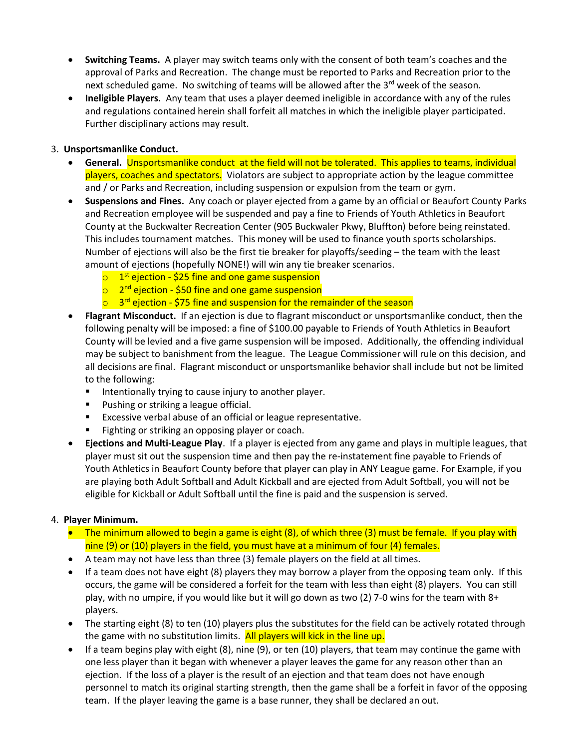- **Switching Teams.** A player may switch teams only with the consent of both team's coaches and the approval of Parks and Recreation. The change must be reported to Parks and Recreation prior to the next scheduled game. No switching of teams will be allowed after the 3rd week of the season.
- **Ineligible Players.** Any team that uses a player deemed ineligible in accordance with any of the rules and regulations contained herein shall forfeit all matches in which the ineligible player participated. Further disciplinary actions may result.

3. **Unsportsmanlike Conduct.**
   - **General.** Unsportsmanlike conduct at the field will not be tolerated. This applies to teams, individual players, coaches and spectators. Violators are subject to appropriate action by the league committee and / or Parks and Recreation, including suspension or expulsion from the team or gym.
   - **Suspensions and Fines.** Any coach or player ejected from a game by an official or Beaufort County Parks and Recreation employee will be suspended and pay a fine to Friends of Youth Athletics in Beaufort County at the Buckwalter Recreation Center (905 Buckwaler Pkwy, Bluffton) before being reinstated. This includes tournament matches. This money will be used to finance youth sports scholarships. Number of ejections will also be the first tie breaker for playoffs/seeding – the team with the least amount of ejections (hopefully NONE!) will win any tie breaker scenarios.
     - 1st ejection - $25 fine and one game suspension
     - 2nd ejection - $50 fine and one game suspension
     - 3rd ejection - $75 fine and suspension for the remainder of the season
   - **Flagrant Misconduct.** If an ejection is due to flagrant misconduct or unsportsmanlike conduct, then the following penalty will be imposed: a fine of $100.00 payable to Friends of Youth Athletics in Beaufort County will be levied and a five game suspension will be imposed. Additionally, the offending individual may be subject to banishment from the league. The League Commissioner will rule on this decision, and all decisions are final. Flagrant misconduct or unsportsmanlike behavior shall include but not be limited to the following:
     - Intentionally trying to cause injury to another player.
     - Pushing or striking a league official.
     - Excessive verbal abuse of an official or league representative.
     - Fighting or striking an opposing player or coach.
   - **Ejections and Multi-League Play**. If a player is ejected from any game and plays in multiple leagues, that player must sit out the suspension time and then pay the re-instatement fine payable to Friends of Youth Athletics in Beaufort County before that player can play in ANY League game. For Example, if you are playing both Adult Softball and Adult Kickball and are ejected from Adult Softball, you will not be eligible for Kickball or Adult Softball until the fine is paid and the suspension is served.

4. **Player Minimum.**
   - The minimum allowed to begin a game is eight (8), of which three (3) must be female. If you play with nine (9) or (10) players in the field, you must have at a minimum of four (4) females.
   - A team may not have less than three (3) female players on the field at all times.
   - If a team does not have eight (8) players they may borrow a player from the opposing team only. If this occurs, the game will be considered a forfeit for the team with less than eight (8) players. You can still play, with no umpire, if you would like but it will go down as two (2) 7-0 wins for the team with 8+ players.
   - The starting eight (8) to ten (10) players plus the substitutes for the field can be actively rotated through the game with no substitution limits. All players will kick in the line up.
   - If a team begins play with eight (8), nine (9), or ten (10) players, that team may continue the game with one less player than it began with whenever a player leaves the game for any reason other than an ejection. If the loss of a player is the result of an ejection and that team does not have enough personnel to match its original starting strength, then the game shall be a forfeit in favor of the opposing team. If the player leaving the game is a base runner, they shall be declared an out.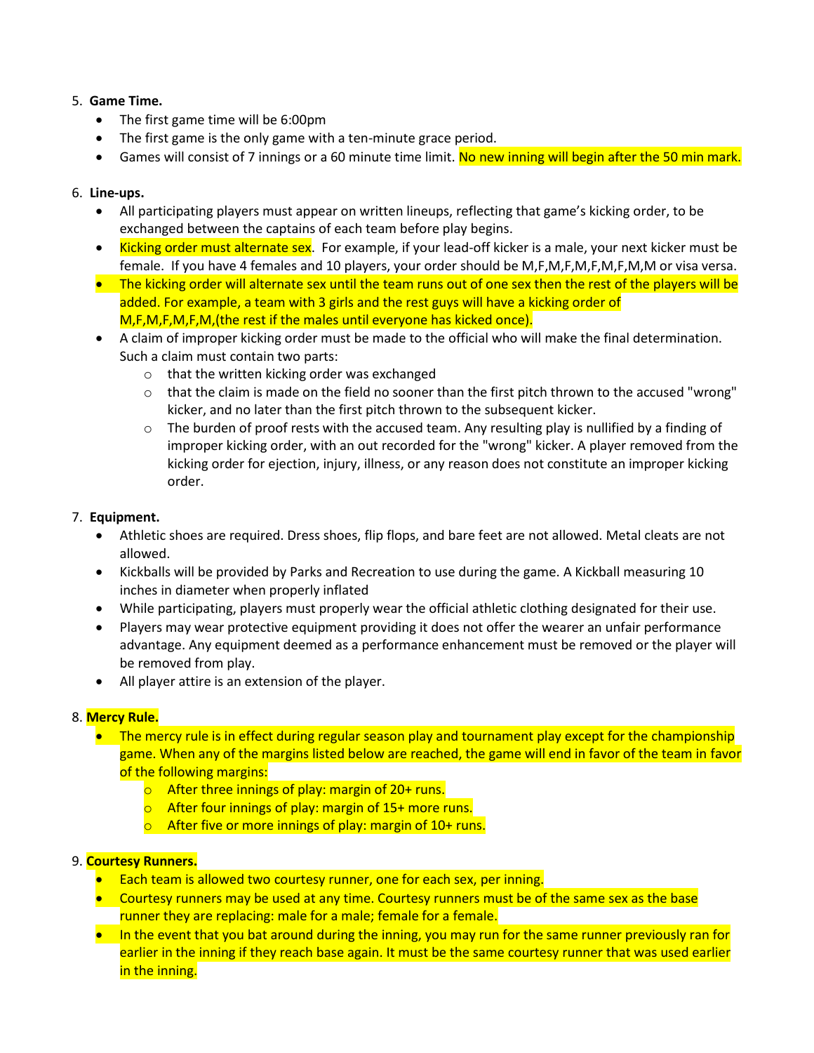5. **Game Time.**
   - The first game time will be 6:00pm
   - The first game is the only game with a ten-minute grace period.
   - Games will consist of 7 innings or a 60 minute time limit. No new inning will begin after the 50 min mark.

6. **Line-ups.**
   - All participating players must appear on written lineups, reflecting that game's kicking order, to be exchanged between the captains of each team before play begins.
   - Kicking order must alternate sex. For example, if your lead-off kicker is a male, your next kicker must be female. If you have 4 females and 10 players, your order should be M,F,M,F,M,F,M,F,M,M or visa versa.
   - The kicking order will alternate sex until the team runs out of one sex then the rest of the players will be added. For example, a team with 3 girls and the rest guys will have a kicking order of M,F,M,F,M,F,M,(the rest if the males until everyone has kicked once).
   - A claim of improper kicking order must be made to the official who will make the final determination. Such a claim must contain two parts:
     - that the written kicking order was exchanged
     - that the claim is made on the field no sooner than the first pitch thrown to the accused "wrong" kicker, and no later than the first pitch thrown to the subsequent kicker.
     - The burden of proof rests with the accused team. Any resulting play is nullified by a finding of improper kicking order, with an out recorded for the "wrong" kicker. A player removed from the kicking order for ejection, injury, illness, or any reason does not constitute an improper kicking order.

7. **Equipment.**
   - Athletic shoes are required. Dress shoes, flip flops, and bare feet are not allowed. Metal cleats are not allowed.
   - Kickballs will be provided by Parks and Recreation to use during the game. A Kickball measuring 10 inches in diameter when properly inflated
   - While participating, players must properly wear the official athletic clothing designated for their use.
   - Players may wear protective equipment providing it does not offer the wearer an unfair performance advantage. Any equipment deemed as a performance enhancement must be removed or the player will be removed from play.
   - All player attire is an extension of the player.

8. **Mercy Rule.**
   - The mercy rule is in effect during regular season play and tournament play except for the championship game. When any of the margins listed below are reached, the game will end in favor of the team in favor of the following margins:
     - After three innings of play: margin of 20+ runs.
     - After four innings of play: margin of 15+ more runs.
     - After five or more innings of play: margin of 10+ runs.

9. **Courtesy Runners.**
   - Each team is allowed two courtesy runner, one for each sex, per inning.
   - Courtesy runners may be used at any time. Courtesy runners must be of the same sex as the base runner they are replacing: male for a male; female for a female.
   - In the event that you bat around during the inning, you may run for the same runner previously ran for earlier in the inning if they reach base again. It must be the same courtesy runner that was used earlier in the inning.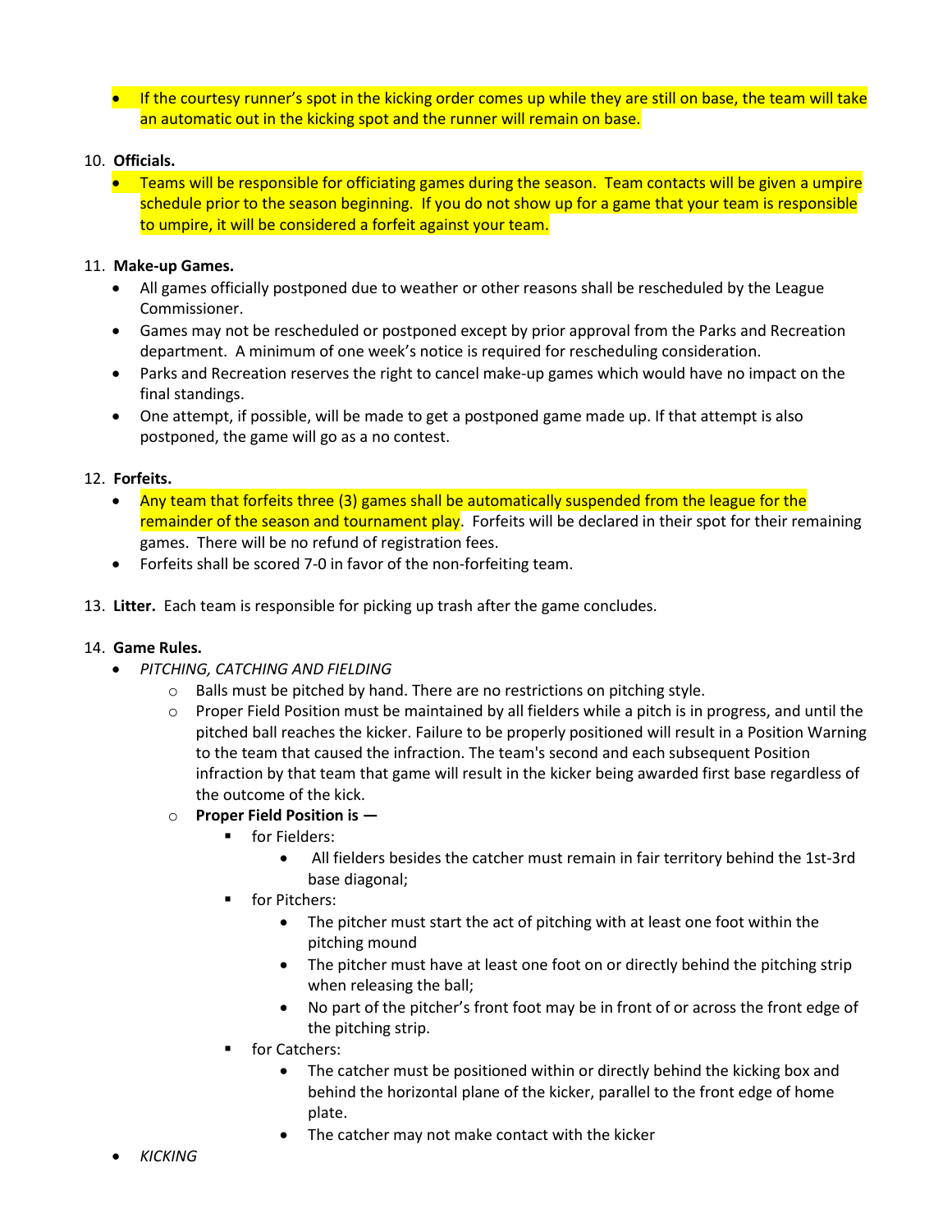- If the courtesy runner's spot in the kicking order comes up while they are still on base, the team will take an automatic out in the kicking spot and the runner will remain on base.

10. **Officials.**
    - Teams will be responsible for officiating games during the season. Team contacts will be given a umpire schedule prior to the season beginning. If you do not show up for a game that your team is responsible to umpire, it will be considered a forfeit against your team.

11. **Make-up Games.**
    - All games officially postponed due to weather or other reasons shall be rescheduled by the League Commissioner.
    - Games may not be rescheduled or postponed except by prior approval from the Parks and Recreation department. A minimum of one week's notice is required for rescheduling consideration.
    - Parks and Recreation reserves the right to cancel make-up games which would have no impact on the final standings.
    - One attempt, if possible, will be made to get a postponed game made up. If that attempt is also postponed, the game will go as a no contest.

12. **Forfeits.**
    - Any team that forfeits three (3) games shall be automatically suspended from the league for the remainder of the season and tournament play. Forfeits will be declared in their spot for their remaining games. There will be no refund of registration fees.
    - Forfeits shall be scored 7-0 in favor of the non-forfeiting team.

13. **Litter.** Each team is responsible for picking up trash after the game concludes.

14. **Game Rules.**
    - *PITCHING, CATCHING AND FIELDING*
        - Balls must be pitched by hand. There are no restrictions on pitching style.
        - Proper Field Position must be maintained by all fielders while a pitch is in progress, and until the pitched ball reaches the kicker. Failure to be properly positioned will result in a Position Warning to the team that caused the infraction. The team's second and each subsequent Position infraction by that team that game will result in the kicker being awarded first base regardless of the outcome of the kick.
        - **Proper Field Position is —**
            - for Fielders:
                - All fielders besides the catcher must remain in fair territory behind the 1st-3rd base diagonal;
            - for Pitchers:
                - The pitcher must start the act of pitching with at least one foot within the pitching mound
                - The pitcher must have at least one foot on or directly behind the pitching strip when releasing the ball;
                - No part of the pitcher's front foot may be in front of or across the front edge of the pitching strip.
            - for Catchers:
                - The catcher must be positioned within or directly behind the kicking box and behind the horizontal plane of the kicker, parallel to the front edge of home plate.
                - The catcher may not make contact with the kicker
    - *KICKING*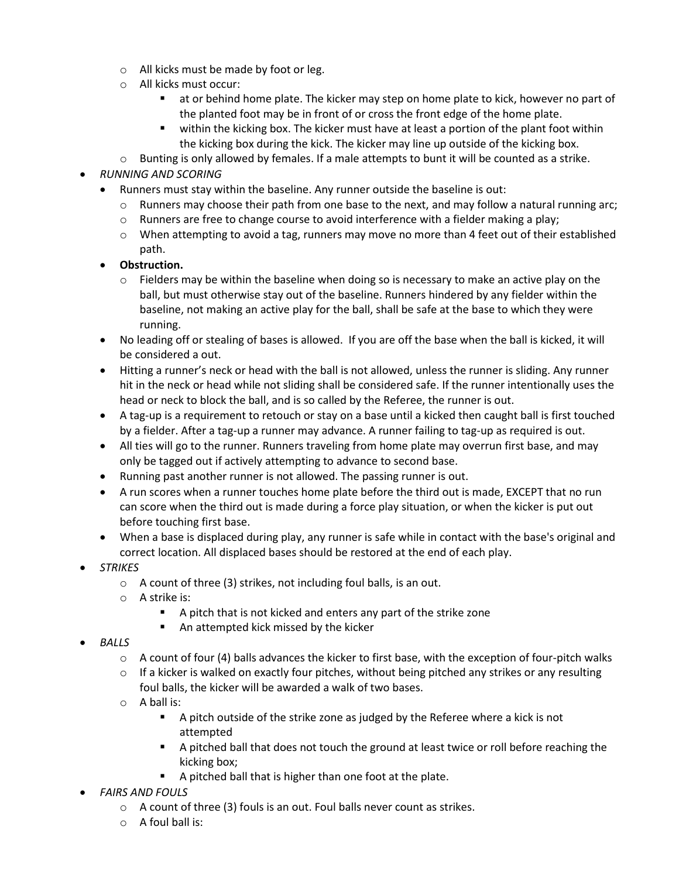- All kicks must be made by foot or leg.
   - All kicks must occur:
     - at or behind home plate. The kicker may step on home plate to kick, however no part of the planted foot may be in front of or cross the front edge of the home plate.
     - within the kicking box. The kicker must have at least a portion of the plant foot within the kicking box during the kick. The kicker may line up outside of the kicking box.
   - Bunting is only allowed by females. If a male attempts to bunt it will be counted as a strike.
- *RUNNING AND SCORING*
  - Runners must stay within the baseline. Any runner outside the baseline is out:
    - Runners may choose their path from one base to the next, and may follow a natural running arc;
    - Runners are free to change course to avoid interference with a fielder making a play;
    - When attempting to avoid a tag, runners may move no more than 4 feet out of their established path.
  - **Obstruction.**
    - Fielders may be within the baseline when doing so is necessary to make an active play on the ball, but must otherwise stay out of the baseline. Runners hindered by any fielder within the baseline, not making an active play for the ball, shall be safe at the base to which they were running.
  - No leading off or stealing of bases is allowed. If you are off the base when the ball is kicked, it will be considered a out.
  - Hitting a runner's neck or head with the ball is not allowed, unless the runner is sliding. Any runner hit in the neck or head while not sliding shall be considered safe. If the runner intentionally uses the head or neck to block the ball, and is so called by the Referee, the runner is out.
  - A tag-up is a requirement to retouch or stay on a base until a kicked then caught ball is first touched by a fielder. After a tag-up a runner may advance. A runner failing to tag-up as required is out.
  - All ties will go to the runner. Runners traveling from home plate may overrun first base, and may only be tagged out if actively attempting to advance to second base.
  - Running past another runner is not allowed. The passing runner is out.
  - A run scores when a runner touches home plate before the third out is made, EXCEPT that no run can score when the third out is made during a force play situation, or when the kicker is put out before touching first base.
  - When a base is displaced during play, any runner is safe while in contact with the base's original and correct location. All displaced bases should be restored at the end of each play.
- *STRIKES*
   - A count of three (3) strikes, not including foul balls, is an out.
   - A strike is:
     - A pitch that is not kicked and enters any part of the strike zone
     - An attempted kick missed by the kicker
- *BALLS*
   - A count of four (4) balls advances the kicker to first base, with the exception of four-pitch walks
   - If a kicker is walked on exactly four pitches, without being pitched any strikes or any resulting foul balls, the kicker will be awarded a walk of two bases.
   - A ball is:
     - A pitch outside of the strike zone as judged by the Referee where a kick is not attempted
     - A pitched ball that does not touch the ground at least twice or roll before reaching the kicking box;
     - A pitched ball that is higher than one foot at the plate.
- *FAIRS AND FOULS*
   - A count of three (3) fouls is an out. Foul balls never count as strikes.
   - A foul ball is: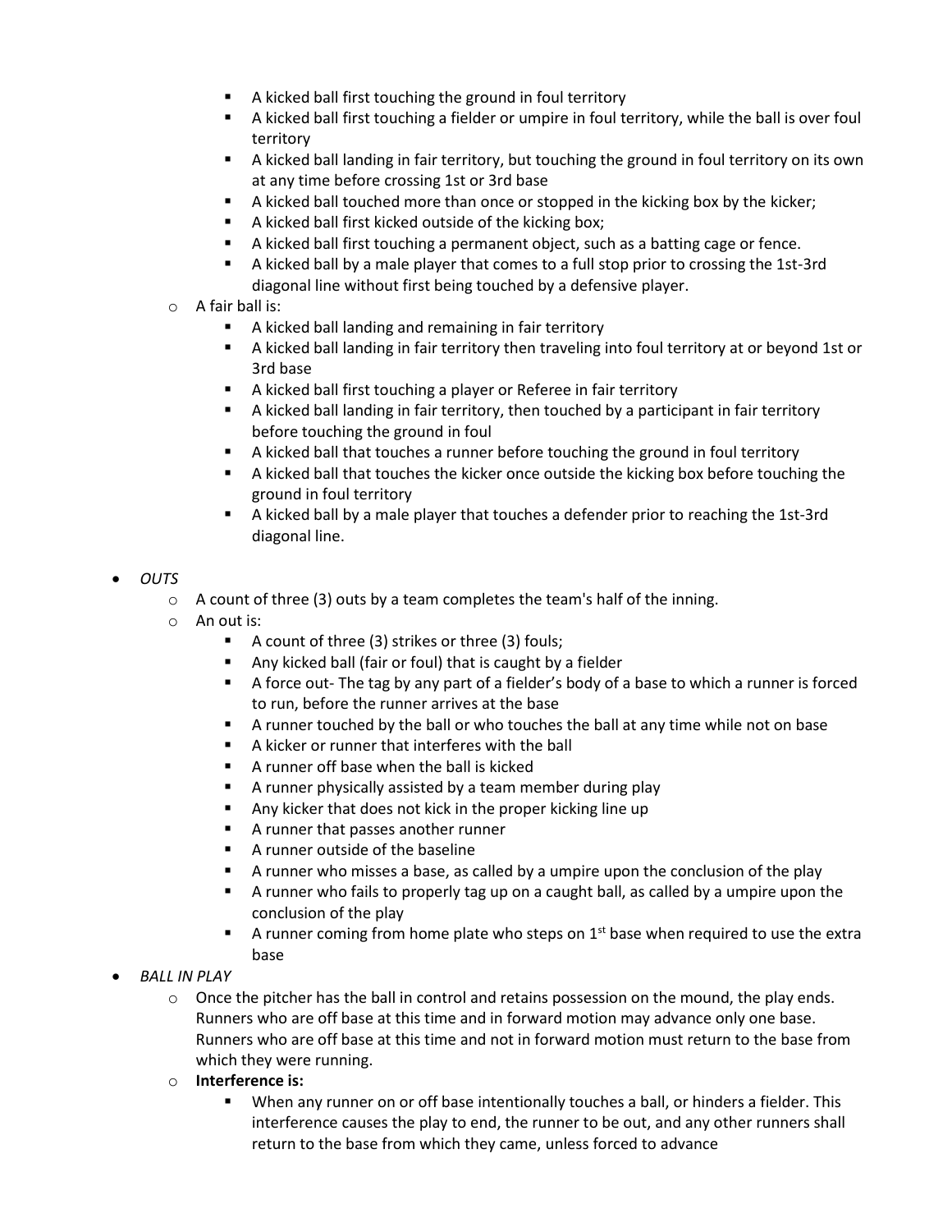- A kicked ball first touching the ground in foul territory
    - A kicked ball first touching a fielder or umpire in foul territory, while the ball is over foul territory
    - A kicked ball landing in fair territory, but touching the ground in foul territory on its own at any time before crossing 1st or 3rd base
    - A kicked ball touched more than once or stopped in the kicking box by the kicker;
    - A kicked ball first kicked outside of the kicking box;
    - A kicked ball first touching a permanent object, such as a batting cage or fence.
    - A kicked ball by a male player that comes to a full stop prior to crossing the 1st-3rd diagonal line without first being touched by a defensive player.
  - A fair ball is:
    - A kicked ball landing and remaining in fair territory
    - A kicked ball landing in fair territory then traveling into foul territory at or beyond 1st or 3rd base
    - A kicked ball first touching a player or Referee in fair territory
    - A kicked ball landing in fair territory, then touched by a participant in fair territory before touching the ground in foul
    - A kicked ball that touches a runner before touching the ground in foul territory
    - A kicked ball that touches the kicker once outside the kicking box before touching the ground in foul territory
    - A kicked ball by a male player that touches a defender prior to reaching the 1st-3rd diagonal line.

- *OUTS*
  - A count of three (3) outs by a team completes the team's half of the inning.
  - An out is:
    - A count of three (3) strikes or three (3) fouls;
    - Any kicked ball (fair or foul) that is caught by a fielder
    - A force out- The tag by any part of a fielder's body of a base to which a runner is forced to run, before the runner arrives at the base
    - A runner touched by the ball or who touches the ball at any time while not on base
    - A kicker or runner that interferes with the ball
    - A runner off base when the ball is kicked
    - A runner physically assisted by a team member during play
    - Any kicker that does not kick in the proper kicking line up
    - A runner that passes another runner
    - A runner outside of the baseline
    - A runner who misses a base, as called by a umpire upon the conclusion of the play
    - A runner who fails to properly tag up on a caught ball, as called by a umpire upon the conclusion of the play
    - A runner coming from home plate who steps on 1st base when required to use the extra base
- *BALL IN PLAY*
  - Once the pitcher has the ball in control and retains possession on the mound, the play ends. Runners who are off base at this time and in forward motion may advance only one base. Runners who are off base at this time and not in forward motion must return to the base from which they were running.
  - **Interference is:**
    - When any runner on or off base intentionally touches a ball, or hinders a fielder. This interference causes the play to end, the runner to be out, and any other runners shall return to the base from which they came, unless forced to advance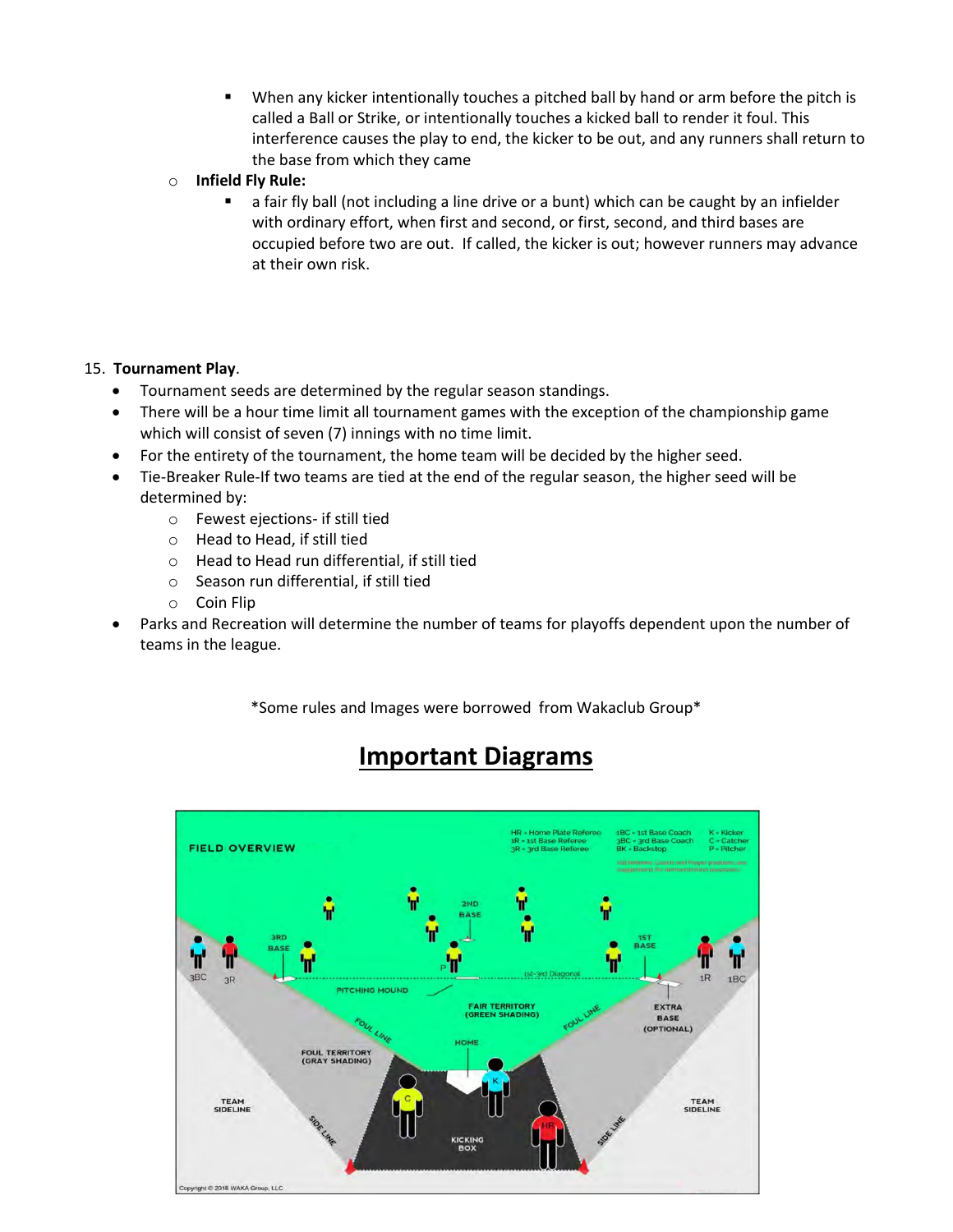- When any kicker intentionally touches a pitched ball by hand or arm before the pitch is called a Ball or Strike, or intentionally touches a kicked ball to render it foul. This interference causes the play to end, the kicker to be out, and any runners shall return to the base from which they came
- **Infield Fly Rule:**
  - a fair fly ball (not including a line drive or a bunt) which can be caught by an infielder with ordinary effort, when first and second, or first, second, and third bases are occupied before two are out. If called, the kicker is out; however runners may advance at their own risk.

15. **Tournament Play**.

- Tournament seeds are determined by the regular season standings.
- There will be a hour time limit all tournament games with the exception of the championship game which will consist of seven (7) innings with no time limit.
- For the entirety of the tournament, the home team will be decided by the higher seed.
- Tie-Breaker Rule-If two teams are tied at the end of the regular season, the higher seed will be determined by:
  - Fewest ejections- if still tied
  - Head to Head, if still tied
  - Head to Head run differential, if still tied
  - Season run differential, if still tied
  - Coin Flip
- Parks and Recreation will determine the number of teams for playoffs dependent upon the number of teams in the league.

*Some rules and Images were borrowed from Wakaclub Group*

# Important Diagrams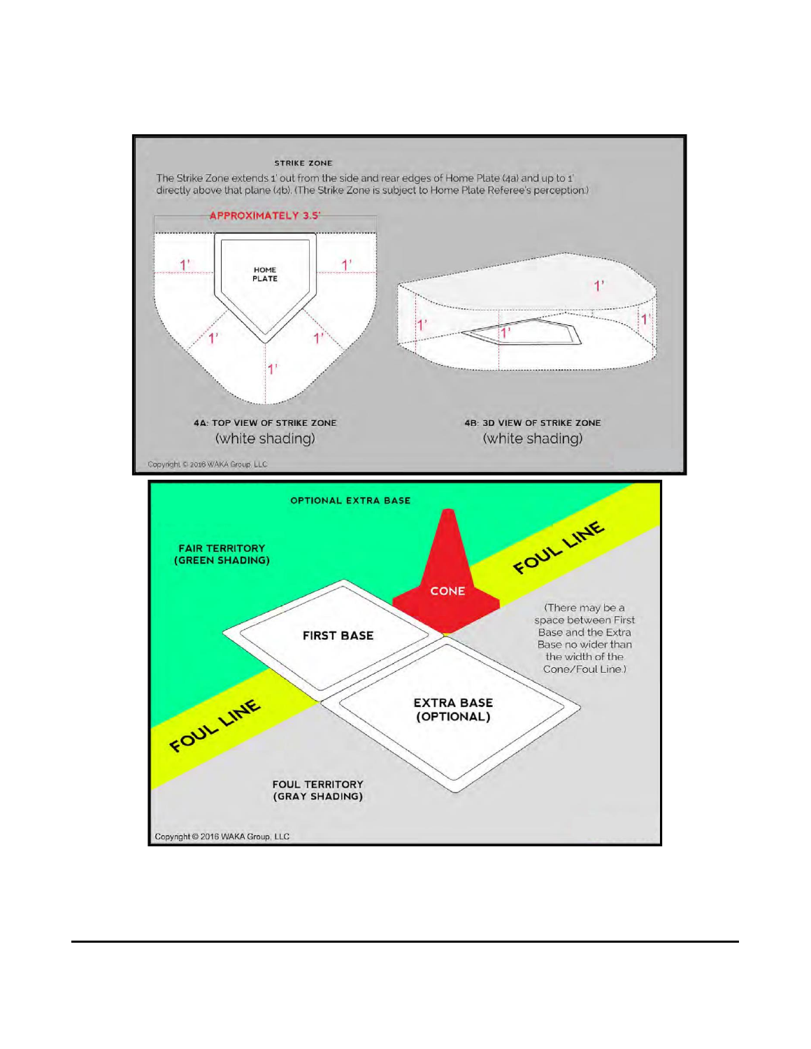STRIKE ZONE

The Strike Zone extends 1' out from the side and rear edges of Home Plate (4a) and up to 1' directly above that plane (4b). (The Strike Zone is subject to Home Plate Referee's perception.)

APPROXIMATELY 3.5'

1'

1'

HOME PLATE

1'

1'

1'

1'

1'

1'

1'

4A: TOP VIEW OF STRIKE ZONE (white shading)

4B: 3D VIEW OF STRIKE ZONE (white shading)

Copyright © 2016 WAKA Group, LLC

OPTIONAL EXTRA BASE

FAIR TERRITORY (GREEN SHADING)

FOUL LINE

CONE

FIRST BASE

(There may be a space between First Base and the Extra Base no wider than the width of the Cone/Foul Line.)

EXTRA BASE (OPTIONAL)

FOUL LINE

FOUL TERRITORY (GRAY SHADING)

Copyright © 2016 WAKA Group, LLC